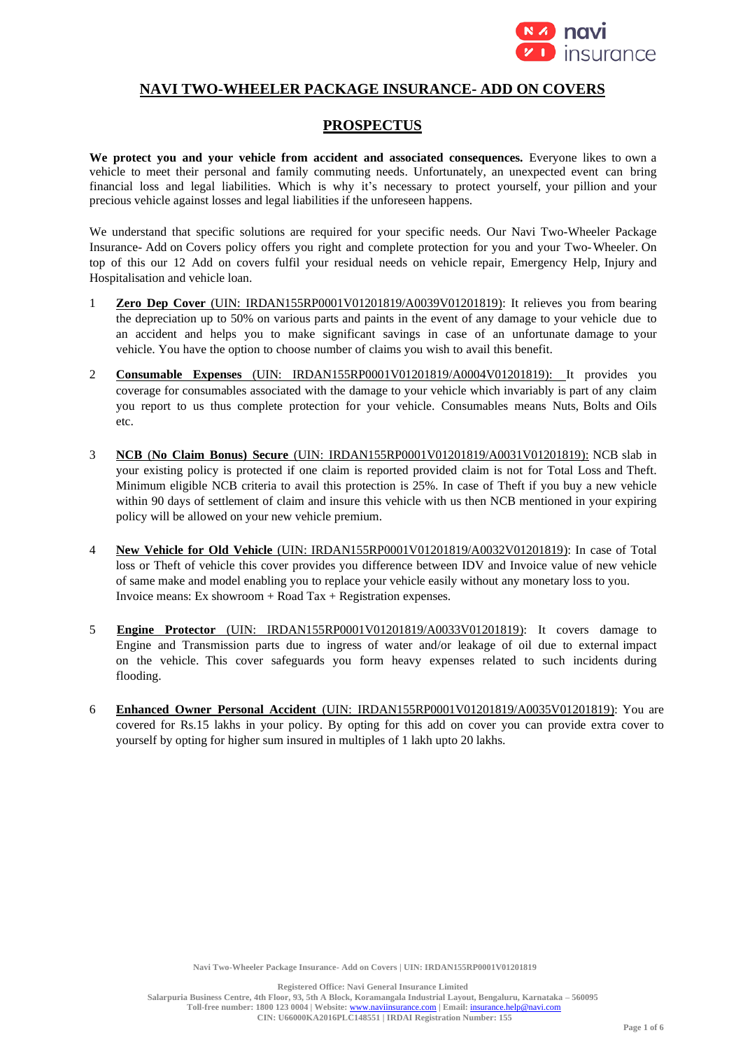# NAVI TWO-WHEELER PACKAGE INSURANCE- ADD ON COVERS

## PROSPECTUS

**We protect you and your vehicle from accident and associated consequences.** Everyone likes to own a vehicle to meet their personal and family commuting needs. Unfortunately, an unexpected event can bring financial loss and legal liabilities. Which is why it's necessary to protect yourself, your pillion and your precious vehicle against losses and legal liabilities if the unforeseen happens.

We understand that specific solutions are required for your specific needs. Our Navi Two-Wheeler Package Insurance- Add on Covers policy offers you right and complete protection for you and your Two-Wheeler. On top of this our 12 Add on covers fulfil your residual needs on vehicle repair, Emergency Help, Injury and Hospitalisation and vehicle loan.

1. **Zero Dep Cover** (UIN: IRDAN155RP0001V01201819/A0039V01201819): It relieves you from bearing the depreciation up to 50% on various parts and paints in the event of any damage to your vehicle due to an accident and helps you to make significant savings in case of an unfortunate damage to your vehicle. You have the option to choose number of claims you wish to avail this benefit.

2. **Consumable Expenses** (UIN: IRDAN155RP0001V01201819/A0004V01201819): It provides you coverage for consumables associated with the damage to your vehicle which invariably is part of any claim you report to us thus complete protection for your vehicle. Consumables means Nuts, Bolts and Oils etc.

3. **NCB (No Claim Bonus) Secure** (UIN: IRDAN155RP0001V01201819/A0031V01201819): NCB slab in your existing policy is protected if one claim is reported provided claim is not for Total Loss and Theft. Minimum eligible NCB criteria to avail this protection is 25%. In case of Theft if you buy a new vehicle within 90 days of settlement of claim and insure this vehicle with us then NCB mentioned in your expiring policy will be allowed on your new vehicle premium.

4. **New Vehicle for Old Vehicle** (UIN: IRDAN155RP0001V01201819/A0032V01201819): In case of Total loss or Theft of vehicle this cover provides you difference between IDV and Invoice value of new vehicle of same make and model enabling you to replace your vehicle easily without any monetary loss to you. Invoice means: Ex showroom + Road Tax + Registration expenses.

5. **Engine Protector** (UIN: IRDAN155RP0001V01201819/A0033V01201819): It covers damage to Engine and Transmission parts due to ingress of water and/or leakage of oil due to external impact on the vehicle. This cover safeguards you form heavy expenses related to such incidents during flooding.

6. **Enhanced Owner Personal Accident** (UIN: IRDAN155RP0001V01201819/A0035V01201819): You are covered for Rs.15 lakhs in your policy. By opting for this add on cover you can provide extra cover to yourself by opting for higher sum insured in multiples of 1 lakh upto 20 lakhs.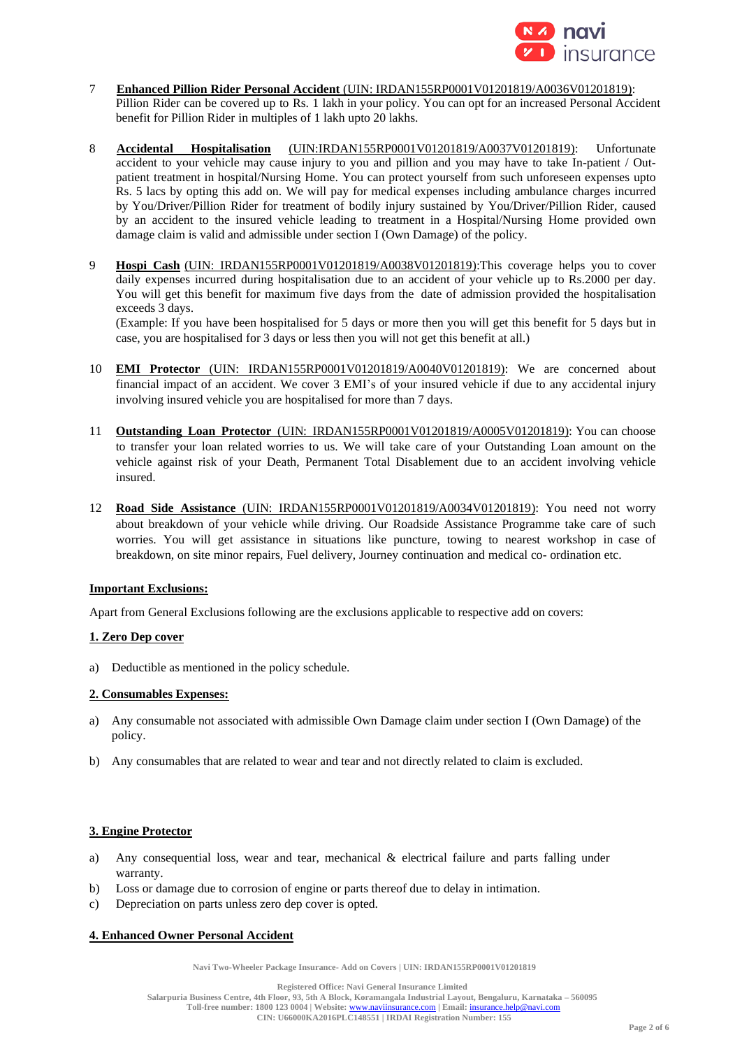7. **Enhanced Pillion Rider Personal Accident** (UIN: IRDAN155RP0001V01201819/A0036V01201819): Pillion Rider can be covered up to Rs. 1 lakh in your policy. You can opt for an increased Personal Accident benefit for Pillion Rider in multiples of 1 lakh upto 20 lakhs.

8. **Accidental Hospitalisation** (UIN:IRDAN155RP0001V01201819/A0037V01201819): Unfortunate accident to your vehicle may cause injury to you and pillion and you may have to take In-patient / Out-patient treatment in hospital/Nursing Home. You can protect yourself from such unforeseen expenses upto Rs. 5 lacs by opting this add on. We will pay for medical expenses including ambulance charges incurred by You/Driver/Pillion Rider for treatment of bodily injury sustained by You/Driver/Pillion Rider, caused by an accident to the insured vehicle leading to treatment in a Hospital/Nursing Home provided own damage claim is valid and admissible under section I (Own Damage) of the policy.

9. **Hospi Cash** (UIN: IRDAN155RP0001V01201819/A0038V01201819):This coverage helps you to cover daily expenses incurred during hospitalisation due to an accident of your vehicle up to Rs.2000 per day. You will get this benefit for maximum five days from the date of admission provided the hospitalisation exceeds 3 days.
   (Example: If you have been hospitalised for 5 days or more then you will get this benefit for 5 days but in case, you are hospitalised for 3 days or less then you will not get this benefit at all.)

10. **EMI Protector** (UIN: IRDAN155RP0001V01201819/A0040V01201819): We are concerned about financial impact of an accident. We cover 3 EMI's of your insured vehicle if due to any accidental injury involving insured vehicle you are hospitalised for more than 7 days.

11. **Outstanding Loan Protector** (UIN: IRDAN155RP0001V01201819/A0005V01201819): You can choose to transfer your loan related worries to us. We will take care of your Outstanding Loan amount on the vehicle against risk of your Death, Permanent Total Disablement due to an accident involving vehicle insured.

12. **Road Side Assistance** (UIN: IRDAN155RP0001V01201819/A0034V01201819): You need not worry about breakdown of your vehicle while driving. Our Roadside Assistance Programme take care of such worries. You will get assistance in situations like puncture, towing to nearest workshop in case of breakdown, on site minor repairs, Fuel delivery, Journey continuation and medical co- ordination etc.

## Important Exclusions:

Apart from General Exclusions following are the exclusions applicable to respective add on covers:

### 1. Zero Dep cover

a) Deductible as mentioned in the policy schedule.

### 2. Consumables Expenses:

a) Any consumable not associated with admissible Own Damage claim under section I (Own Damage) of the policy.

b) Any consumables that are related to wear and tear and not directly related to claim is excluded.

### 3. Engine Protector

a) Any consequential loss, wear and tear, mechanical & electrical failure and parts falling under warranty.
b) Loss or damage due to corrosion of engine or parts thereof due to delay in intimation.
c) Depreciation on parts unless zero dep cover is opted.

### 4. Enhanced Owner Personal Accident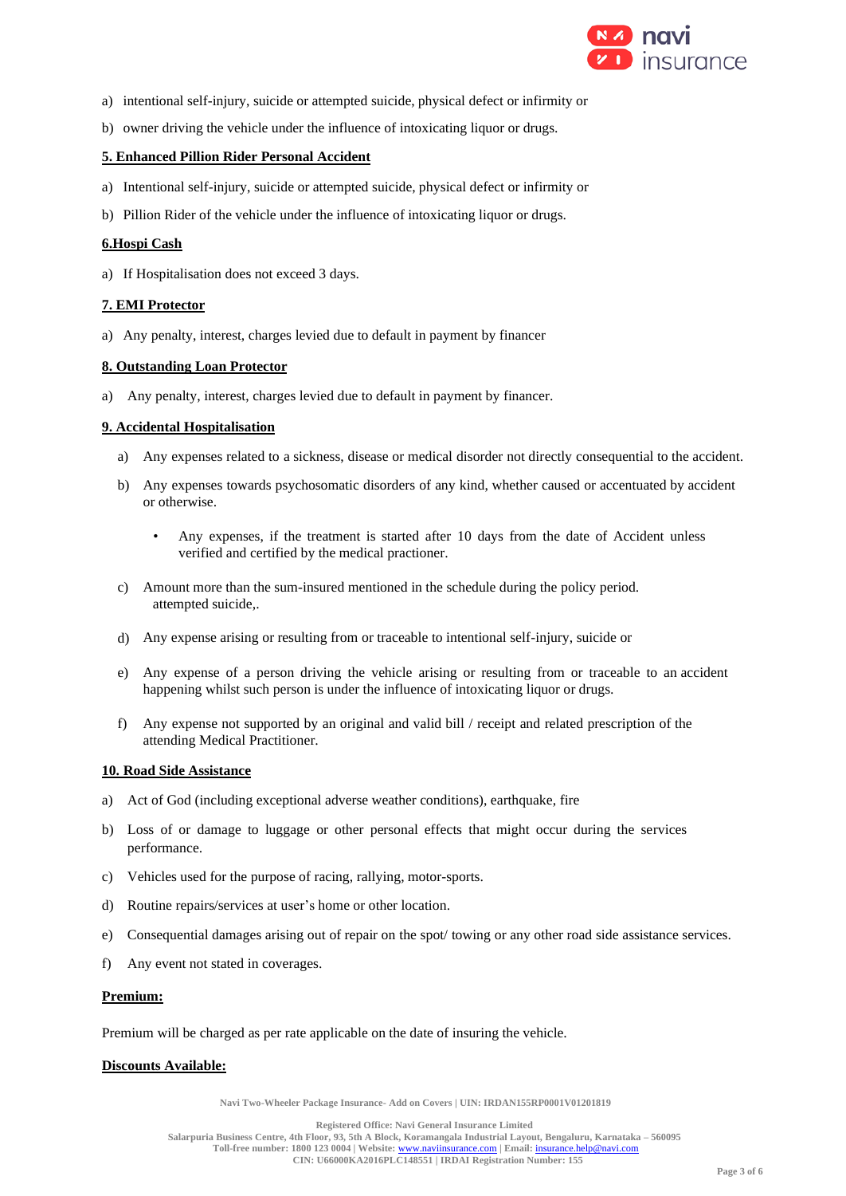a) intentional self-injury, suicide or attempted suicide, physical defect or infirmity or

b) owner driving the vehicle under the influence of intoxicating liquor or drugs.

**5. Enhanced Pillion Rider Personal Accident**

a) Intentional self-injury, suicide or attempted suicide, physical defect or infirmity or

b) Pillion Rider of the vehicle under the influence of intoxicating liquor or drugs.

**6.Hospi Cash**

a) If Hospitalisation does not exceed 3 days.

**7. EMI Protector**

a) Any penalty, interest, charges levied due to default in payment by financer

**8. Outstanding Loan Protector**

a) Any penalty, interest, charges levied due to default in payment by financer.

**9. Accidental Hospitalisation**

a) Any expenses related to a sickness, disease or medical disorder not directly consequential to the accident.

b) Any expenses towards psychosomatic disorders of any kind, whether caused or accentuated by accident or otherwise.

   - Any expenses, if the treatment is started after 10 days from the date of Accident unless verified and certified by the medical practioner.

c) Amount more than the sum-insured mentioned in the schedule during the policy period.
attempted suicide,.

d) Any expense arising or resulting from or traceable to intentional self-injury, suicide or

e) Any expense of a person driving the vehicle arising or resulting from or traceable to an accident happening whilst such person is under the influence of intoxicating liquor or drugs.

f) Any expense not supported by an original and valid bill / receipt and related prescription of the attending Medical Practitioner.

**10. Road Side Assistance**

a) Act of God (including exceptional adverse weather conditions), earthquake, fire

b) Loss of or damage to luggage or other personal effects that might occur during the services performance.

c) Vehicles used for the purpose of racing, rallying, motor-sports.

d) Routine repairs/services at user's home or other location.

e) Consequential damages arising out of repair on the spot/ towing or any other road side assistance services.

f) Any event not stated in coverages.

**Premium:**

Premium will be charged as per rate applicable on the date of insuring the vehicle.

**Discounts Available:**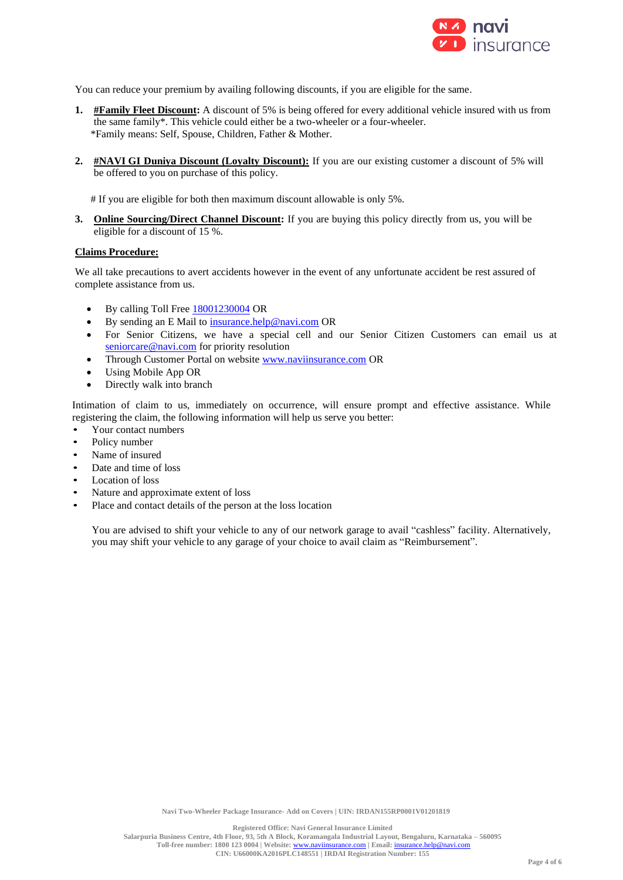You can reduce your premium by availing following discounts, if you are eligible for the same.

1. **#Family Fleet Discount:** A discount of 5% is being offered for every additional vehicle insured with us from the same family*. This vehicle could either be a two-wheeler or a four-wheeler.
   *Family means: Self, Spouse, Children, Father & Mother.

2. **#NAVI GI Duniya Discount (Loyalty Discount):** If you are our existing customer a discount of 5% will be offered to you on purchase of this policy.

   # If you are eligible for both then maximum discount allowable is only 5%.

3. **Online Sourcing/Direct Channel Discount:** If you are buying this policy directly from us, you will be eligible for a discount of 15 %.

**Claims Procedure:**

We all take precautions to avert accidents however in the event of any unfortunate accident be rest assured of complete assistance from us.

- By calling Toll Free 18001230004 OR
- By sending an E Mail to insurance.help@navi.com OR
- For Senior Citizens, we have a special cell and our Senior Citizen Customers can email us at seniorcare@navi.com for priority resolution
- Through Customer Portal on website www.naviinsurance.com OR
- Using Mobile App OR
- Directly walk into branch

Intimation of claim to us, immediately on occurrence, will ensure prompt and effective assistance. While registering the claim, the following information will help us serve you better:

- Your contact numbers
- Policy number
- Name of insured
- Date and time of loss
- Location of loss
- Nature and approximate extent of loss
- Place and contact details of the person at the loss location

You are advised to shift your vehicle to any of our network garage to avail "cashless" facility. Alternatively, you may shift your vehicle to any garage of your choice to avail claim as "Reimbursement".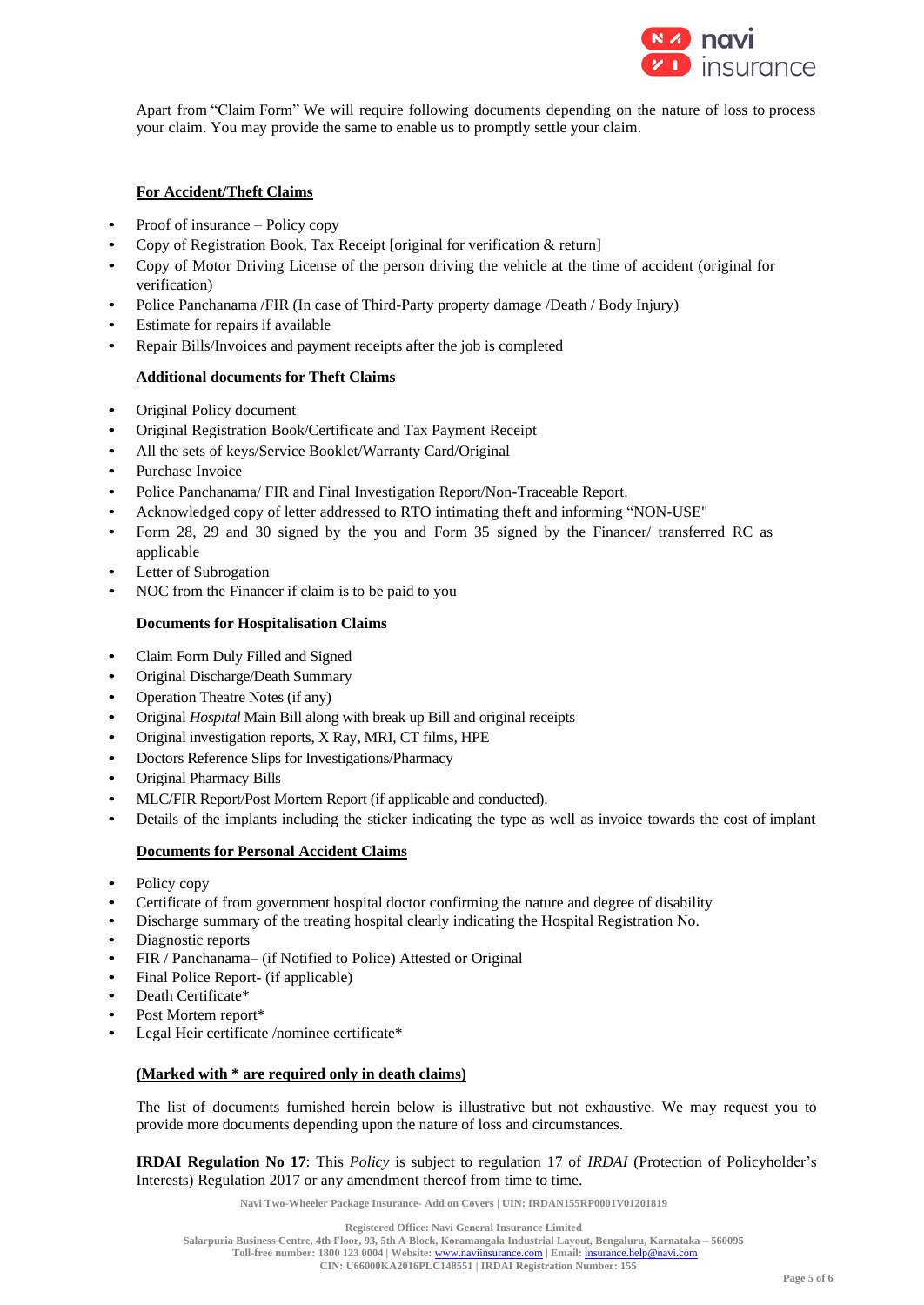Apart from "Claim Form" We will require following documents depending on the nature of loss to process your claim. You may provide the same to enable us to promptly settle your claim.

**For Accident/Theft Claims**

- Proof of insurance – Policy copy
- Copy of Registration Book, Tax Receipt [original for verification & return]
- Copy of Motor Driving License of the person driving the vehicle at the time of accident (original for verification)
- Police Panchanama /FIR (In case of Third-Party property damage /Death / Body Injury)
- Estimate for repairs if available
- Repair Bills/Invoices and payment receipts after the job is completed

**Additional documents for Theft Claims**

- Original Policy document
- Original Registration Book/Certificate and Tax Payment Receipt
- All the sets of keys/Service Booklet/Warranty Card/Original
- Purchase Invoice
- Police Panchanama/ FIR and Final Investigation Report/Non-Traceable Report.
- Acknowledged copy of letter addressed to RTO intimating theft and informing "NON-USE"
- Form 28, 29 and 30 signed by the you and Form 35 signed by the Financer/ transferred RC as applicable
- Letter of Subrogation
- NOC from the Financer if claim is to be paid to you

**Documents for Hospitalisation Claims**

- Claim Form Duly Filled and Signed
- Original Discharge/Death Summary
- Operation Theatre Notes (if any)
- Original *Hospital* Main Bill along with break up Bill and original receipts
- Original investigation reports, X Ray, MRI, CT films, HPE
- Doctors Reference Slips for Investigations/Pharmacy
- Original Pharmacy Bills
- MLC/FIR Report/Post Mortem Report (if applicable and conducted).
- Details of the implants including the sticker indicating the type as well as invoice towards the cost of implant

**Documents for Personal Accident Claims**

- Policy copy
- Certificate of from government hospital doctor confirming the nature and degree of disability
- Discharge summary of the treating hospital clearly indicating the Hospital Registration No.
- Diagnostic reports
- FIR / Panchanama– (if Notified to Police) Attested or Original
- Final Police Report- (if applicable)
- Death Certificate*
- Post Mortem report*
- Legal Heir certificate /nominee certificate*

**(Marked with * are required only in death claims)**

The list of documents furnished herein below is illustrative but not exhaustive. We may request you to provide more documents depending upon the nature of loss and circumstances.

**IRDAI Regulation No 17**: This *Policy* is subject to regulation 17 of *IRDAI* (Protection of Policyholder's Interests) Regulation 2017 or any amendment thereof from time to time.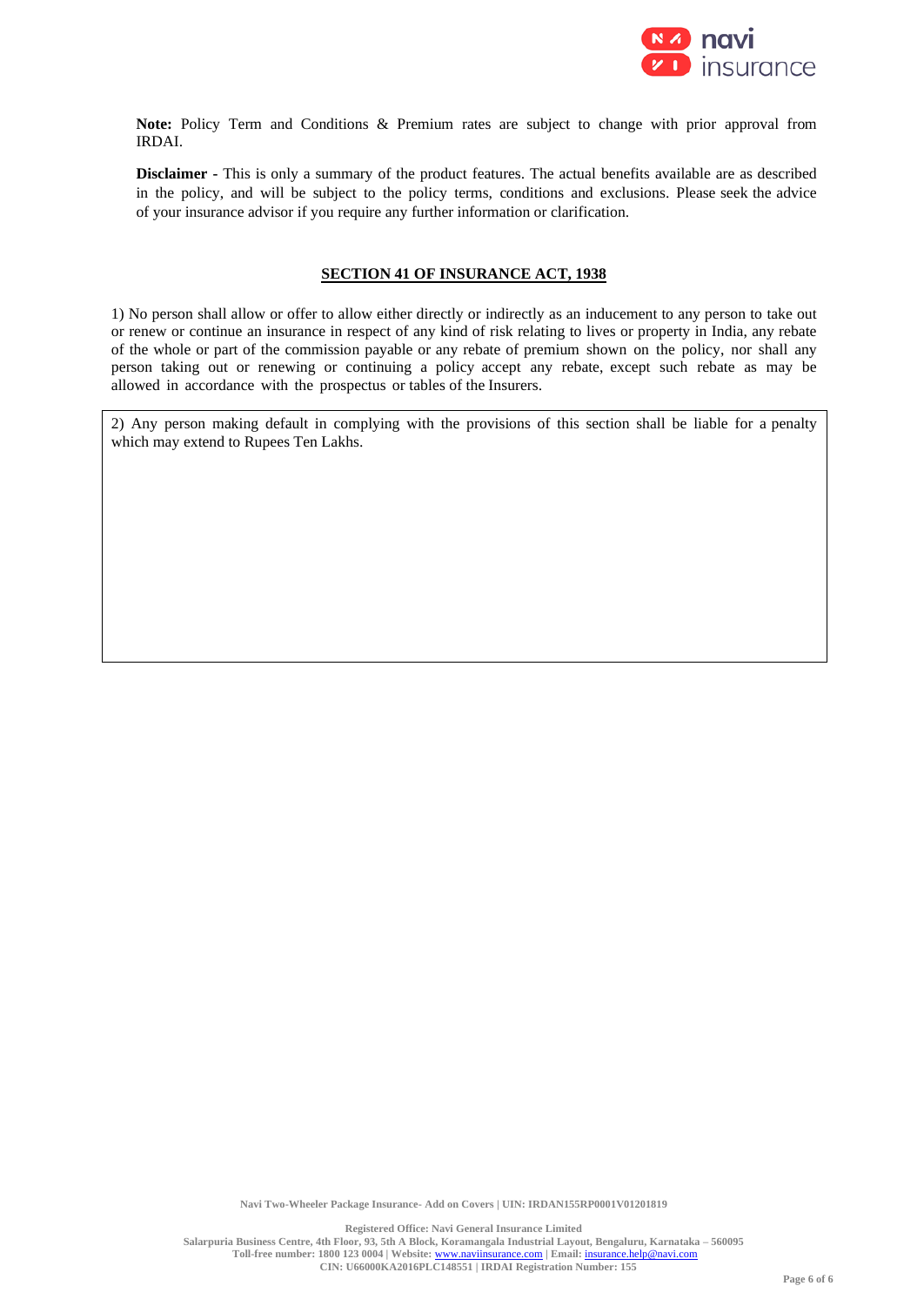**Note:** Policy Term and Conditions & Premium rates are subject to change with prior approval from IRDAI.

**Disclaimer -** This is only a summary of the product features. The actual benefits available are as described in the policy, and will be subject to the policy terms, conditions and exclusions. Please seek the advice of your insurance advisor if you require any further information or clarification.

## SECTION 41 OF INSURANCE ACT, 1938

1) No person shall allow or offer to allow either directly or indirectly as an inducement to any person to take out or renew or continue an insurance in respect of any kind of risk relating to lives or property in India, any rebate of the whole or part of the commission payable or any rebate of premium shown on the policy, nor shall any person taking out or renewing or continuing a policy accept any rebate, except such rebate as may be allowed in accordance with the prospectus or tables of the Insurers.

2) Any person making default in complying with the provisions of this section shall be liable for a penalty which may extend to Rupees Ten Lakhs.

Navi Two-Wheeler Package Insurance- Add on Covers | UIN: IRDAN155RP0001V01201819

Registered Office: Navi General Insurance Limited
Salarpuria Business Centre, 4th Floor, 93, 5th A Block, Koramangala Industrial Layout, Bengaluru, Karnataka – 560095
Toll-free number: 1800 123 0004 | Website: www.naviinsurance.com | Email: insurance.help@navi.com
CIN: U66000KA2016PLC148551 | IRDAI Registration Number: 155